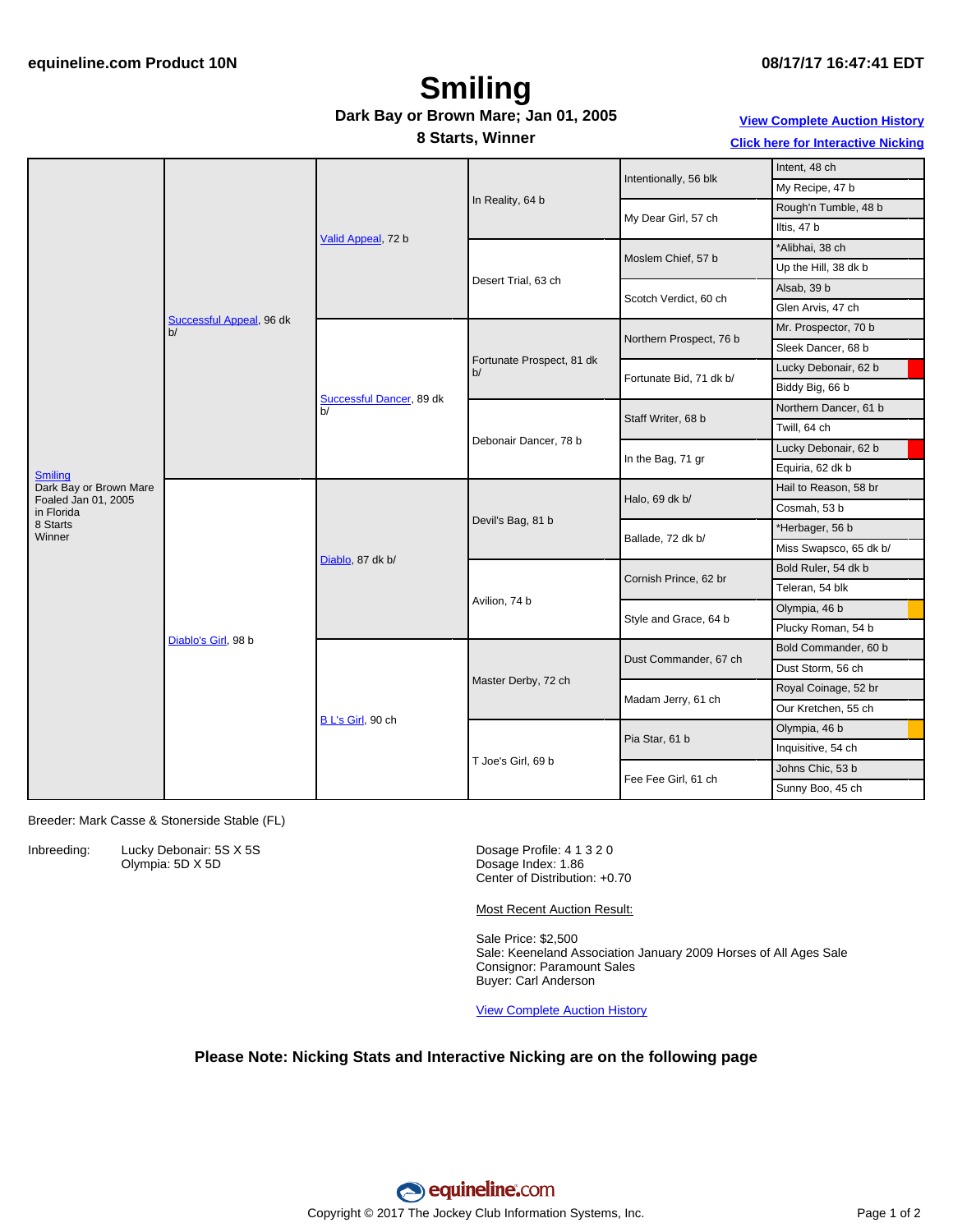equineline.com Product 10N

08/17/17 16:47:41 EDT

# Smiling

**Dark Bay or Brown Mare; Jan 01, 2005**

**8 Starts, Winner**

[View Complete Auction History](#)

[Click here for Interactive Nicking](#)

| Horse | Parents | Grandparents | Great-Grandparents | 4th Generation | 5th Generation |
|---|---|---|---|---|---|
| Smiling<br>Dark Bay or Brown Mare<br>Foaled Jan 01, 2005<br>in Florida<br>8 Starts<br>Winner | Successful Appeal, 96 dk b/ | Valid Appeal, 72 b | In Reality, 64 b | Intentionally, 56 blk | Intent, 48 ch |
| | | | | | My Recipe, 47 b |
| | | | | My Dear Girl, 57 ch | Rough'n Tumble, 48 b |
| | | | | | Iltis, 47 b |
| | | | Desert Trial, 63 ch | Moslem Chief, 57 b | *Alibhai, 38 ch |
| | | | | | Up the Hill, 38 dk b |
| | | | | Scotch Verdict, 60 ch | Alsab, 39 b |
| | | | | | Glen Arvis, 47 ch |
| | | Successful Dancer, 89 dk b/ | Fortunate Prospect, 81 dk b/ | Northern Prospect, 76 b | Mr. Prospector, 70 b |
| | | | | | Sleek Dancer, 68 b |
| | | | | Fortunate Bid, 71 dk b/ | Lucky Debonair, 62 b |
| | | | | | Biddy Big, 66 b |
| | | | Debonair Dancer, 78 b | Staff Writer, 68 b | Northern Dancer, 61 b |
| | | | | | Twill, 64 ch |
| | | | | In the Bag, 71 gr | Lucky Debonair, 62 b |
| | | | | | Equiria, 62 dk b |
| | Diablo's Girl, 98 b | Diablo, 87 dk b/ | Devil's Bag, 81 b | Halo, 69 dk b/ | Hail to Reason, 58 br |
| | | | | | Cosmah, 53 b |
| | | | | Ballade, 72 dk b/ | *Herbager, 56 b |
| | | | | | Miss Swapsco, 65 dk b/ |
| | | | Avilion, 74 b | Cornish Prince, 62 br | Bold Ruler, 54 dk b |
| | | | | | Teleran, 54 blk |
| | | | | Style and Grace, 64 b | Olympia, 46 b |
| | | | | | Plucky Roman, 54 b |
| | | B L's Girl, 90 ch | Master Derby, 72 ch | Dust Commander, 67 ch | Bold Commander, 60 b |
| | | | | | Dust Storm, 56 ch |
| | | | | Madam Jerry, 61 ch | Royal Coinage, 52 br |
| | | | | | Our Kretchen, 55 ch |
| | | | T Joe's Girl, 69 b | Pia Star, 61 b | Olympia, 46 b |
| | | | | | Inquisitive, 54 ch |
| | | | | Fee Fee Girl, 61 ch | Johns Chic, 53 b |
| | | | | | Sunny Boo, 45 ch |

Breeder: Mark Casse & Stonerside Stable (FL)

Inbreeding: Lucky Debonair: 5S X 5S
Olympia: 5D X 5D

Dosage Profile: 4 1 3 2 0
Dosage Index: 1.86
Center of Distribution: +0.70

Most Recent Auction Result:

Sale Price: $2,500
Sale: Keeneland Association January 2009 Horses of All Ages Sale
Consignor: Paramount Sales
Buyer: Carl Anderson

[View Complete Auction History](#)

**Please Note: Nicking Stats and Interactive Nicking are on the following page**

Copyright © 2017 The Jockey Club Information Systems, Inc.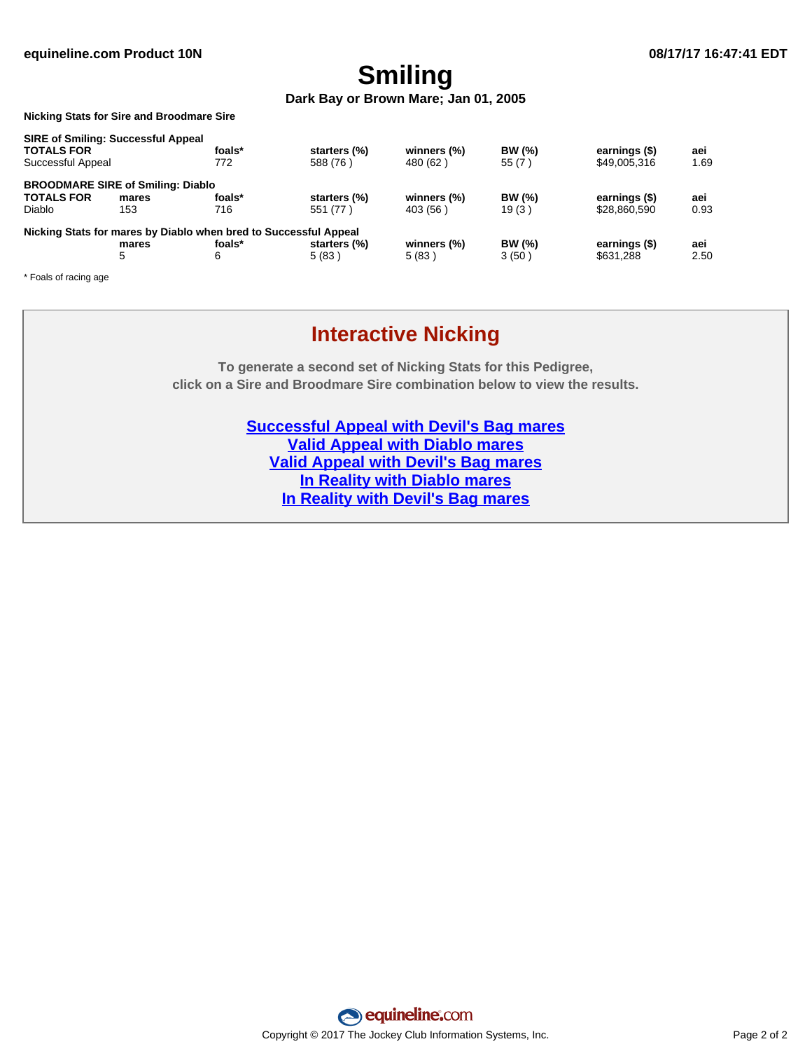# Smiling

**Dark Bay or Brown Mare; Jan 01, 2005**

**Nicking Stats for Sire and Broodmare Sire**

**SIRE of Smiling: Successful Appeal**

| TOTALS FOR | | foals* | starters (%) | winners (%) | BW (%) | earnings ($) | aei |
|---|---|---|---|---|---|---|---|
| Successful Appeal | | 772 | 588 (76 ) | 480 (62 ) | 55 (7 ) | $49,005,316 | 1.69 |

**BROODMARE SIRE of Smiling: Diablo**

| TOTALS FOR | mares | foals* | starters (%) | winners (%) | BW (%) | earnings ($) | aei |
|---|---|---|---|---|---|---|---|
| Diablo | 153 | 716 | 551 (77 ) | 403 (56 ) | 19 (3 ) | $28,860,590 | 0.93 |

**Nicking Stats for mares by Diablo when bred to Successful Appeal**

| | mares | foals* | starters (%) | winners (%) | BW (%) | earnings ($) | aei |
|---|---|---|---|---|---|---|---|
| | 5 | 6 | 5 (83 ) | 5 (83 ) | 3 (50 ) | $631,288 | 2.50 |

\* Foals of racing age

## Interactive Nicking

**To generate a second set of Nicking Stats for this Pedigree, click on a Sire and Broodmare Sire combination below to view the results.**

**Successful Appeal with Devil's Bag mares**
**Valid Appeal with Diablo mares**
**Valid Appeal with Devil's Bag mares**
**In Reality with Diablo mares**
**In Reality with Devil's Bag mares**

Copyright © 2017 The Jockey Club Information Systems, Inc.